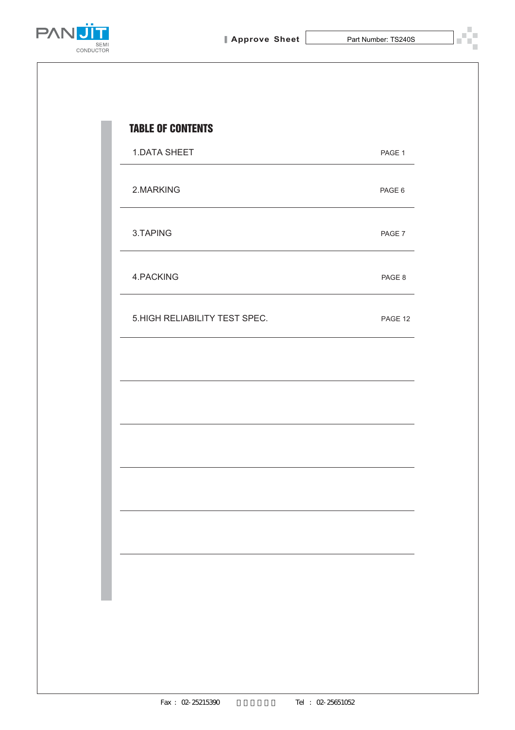# TABLE OF CONTENTS

| | |
|---|---|
| 1.DATA SHEET | PAGE 1 |
| 2.MARKING | PAGE 6 |
| 3.TAPING | PAGE 7 |
| 4.PACKING | PAGE 8 |
| 5.HIGH RELIABILITY TEST SPEC. | PAGE 12 |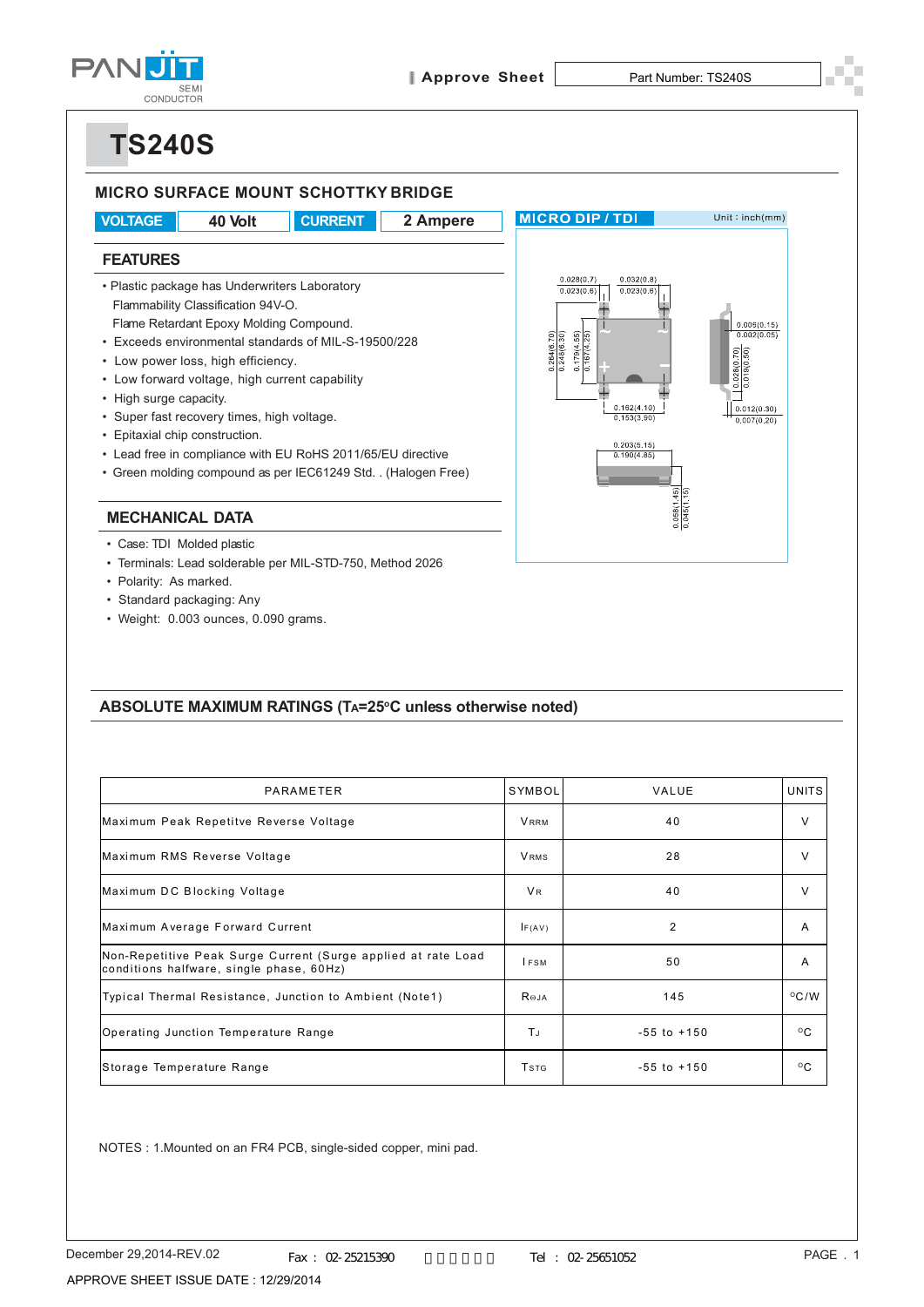# TS240S

## MICRO SURFACE MOUNT SCHOTTKY BRIDGE

| VOLTAGE | 40 Volt | CURRENT | 2 Ampere |
|---|---|---|---|

MICRO DIP / TDI — Unit : inch(mm)

## FEATURES

- Plastic package has Underwriters Laboratory Flammability Classification 94V-O. Flame Retardant Epoxy Molding Compound.
- Exceeds environmental standards of MIL-S-19500/228
- Low power loss, high efficiency.
- Low forward voltage, high current capability
- High surge capacity.
- Super fast recovery times, high voltage.
- Epitaxial chip construction.
- Lead free in compliance with EU RoHS 2011/65/EU directive
- Green molding compound as per IEC61249 Std. . (Halogen Free)

## MECHANICAL DATA

- Case: TDI Molded plastic
- Terminals: Lead solderable per MIL-STD-750, Method 2026
- Polarity: As marked.
- Standard packaging: Any
- Weight: 0.003 ounces, 0.090 grams.

## ABSOLUTE MAXIMUM RATINGS ($T_A$=25°C unless otherwise noted)

| PARAMETER | SYMBOL | VALUE | UNITS |
|---|---|---|---|
| Maximum Peak Repetitve Reverse Voltage | $V_{RRM}$ | 40 | V |
| Maximum RMS Reverse Voltage | $V_{RMS}$ | 28 | V |
| Maximum DC Blocking Voltage | $V_R$ | 40 | V |
| Maximum Average Forward Current | $I_{F(AV)}$ | 2 | A |
| Non-Repetitive Peak Surge Current (Surge applied at rate Load conditions halfware, single phase, 60Hz) | $I_{FSM}$ | 50 | A |
| Typical Thermal Resistance, Junction to Ambient (Note1) | $R_{\theta JA}$ | 145 | °C/W |
| Operating Junction Temperature Range | $T_J$ | -55 to +150 | °C |
| Storage Temperature Range | $T_{STG}$ | -55 to +150 | °C |

NOTES : 1.Mounted on an FR4 PCB, single-sided copper, mini pad.

December 29,2014-REV.02 Fax : 02-25215390 Tel : 02-25651052

APPROVE SHEET ISSUE DATE : 12/29/2014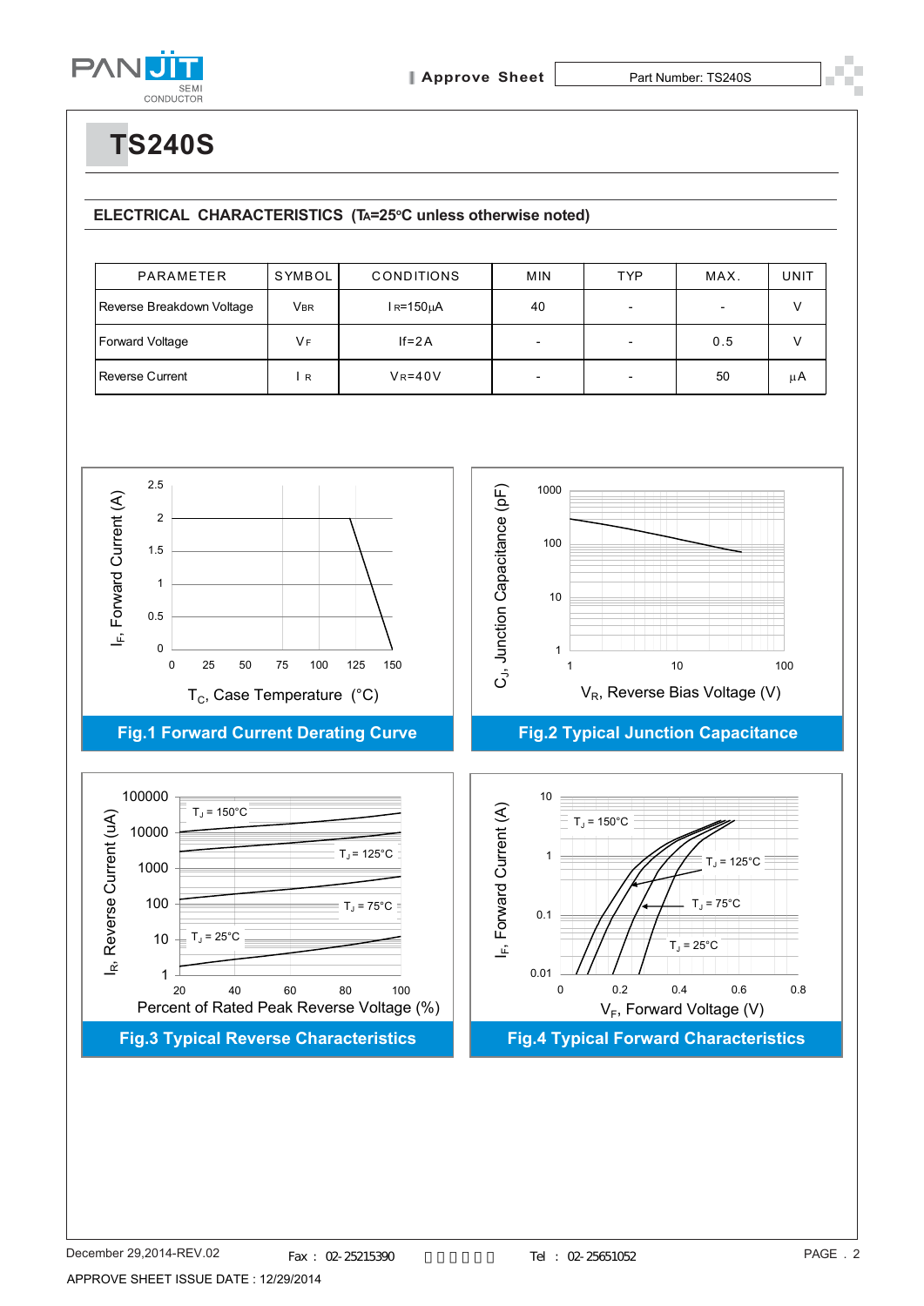# TS240S

## ELECTRICAL CHARACTERISTICS ($T_A$=25°C unless otherwise noted)

| PARAMETER | SYMBOL | CONDITIONS | MIN | TYP | MAX. | UNIT |
|---|---|---|---|---|---|---|
| Reverse Breakdown Voltage | $V_{BR}$ | $I_R$=150μA | 40 | - | - | V |
| Forward Voltage | $V_F$ | If=2A | - | - | 0.5 | V |
| Reverse Current | $I_R$ | $V_R$=40V | - | - | 50 | μA |

$I_F$, Forward Current (A)

$T_C$, Case Temperature (°C)

**Fig.1 Forward Current Derating Curve**

$C_J$, Junction Capacitance (pF)

$V_R$, Reverse Bias Voltage (V)

**Fig.2 Typical Junction Capacitance**

$I_R$, Reverse Current (uA)

$T_J$ = 150°C, $T_J$ = 125°C, $T_J$ = 75°C, $T_J$ = 25°C

Percent of Rated Peak Reverse Voltage (%)

**Fig.3 Typical Reverse Characteristics**

$I_F$, Forward Current (A)

$T_J$ = 150°C, $T_J$ = 125°C, $T_J$ = 75°C, $T_J$ = 25°C

$V_F$, Forward Voltage (V)

**Fig.4 Typical Forward Characteristics**

December 29,2014-REV.02

APPROVE SHEET ISSUE DATE : 12/29/2014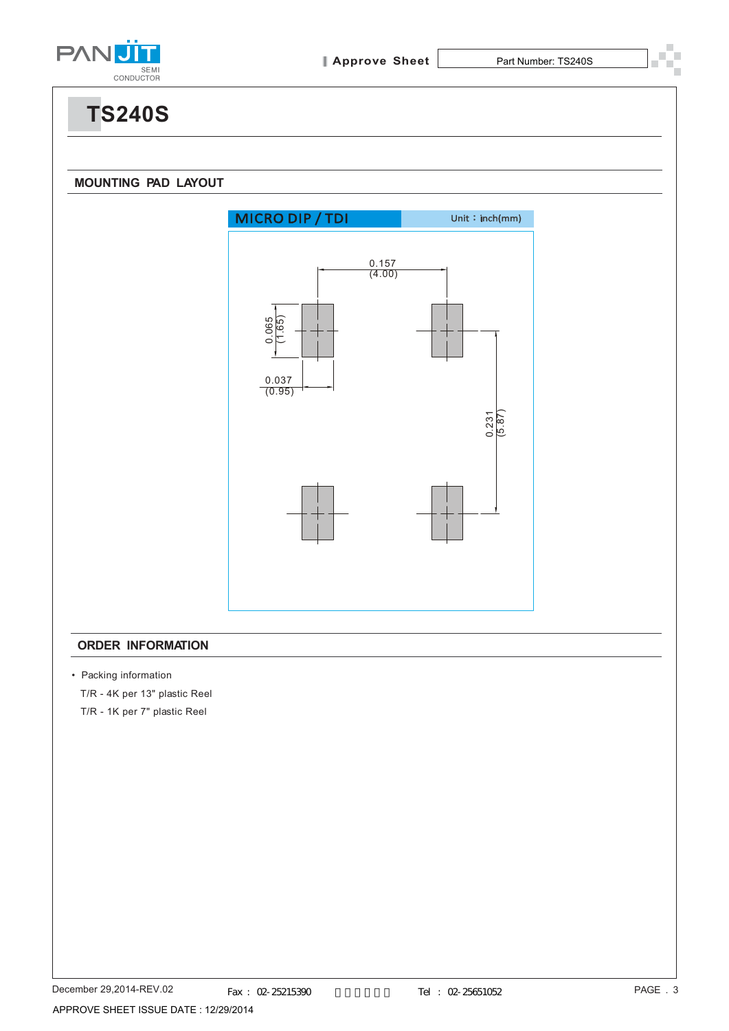# TS240S

## MOUNTING PAD LAYOUT

MICRO DIP / TDI    Unit：inch(mm)

0.157 (4.00)

0.065 (1.65)

0.037 (0.95)

0.231 (5.87)

## ORDER INFORMATION

- Packing information

  T/R - 4K per 13" plastic Reel

  T/R - 1K per 7" plastic Reel

December 29,2014-REV.02

APPROVE SHEET ISSUE DATE : 12/29/2014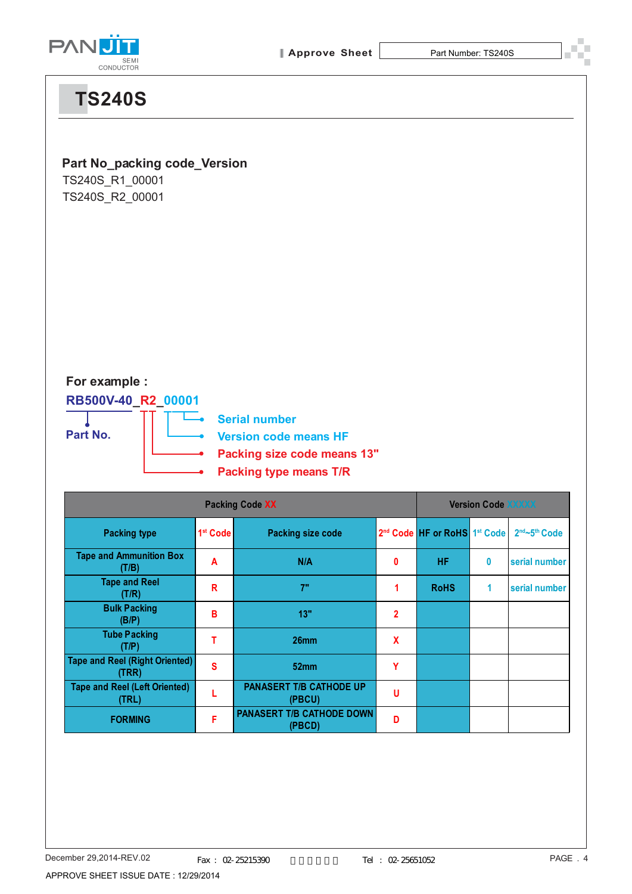# TS240S

**Part No_packing code_Version**

TS240S_R1_00001

TS240S_R2_00001

**For example :**

**RB500V-40_R2_00001**

**Part No.**

- **Serial number**
- **Version code means HF**
- **Packing size code means 13"**
- **Packing type means T/R**

| Packing Code XX | | | | Version Code XXXXX | | |
|---|---|---|---|---|---|---|
| Packing type | 1st Code | Packing size code | 2nd Code | HF or RoHS | 1st Code | 2nd~5th Code |
| Tape and Ammunition Box (T/B) | A | N/A | 0 | HF | 0 | serial number |
| Tape and Reel (T/R) | R | 7" | 1 | RoHS | 1 | serial number |
| Bulk Packing (B/P) | B | 13" | 2 | | | |
| Tube Packing (T/P) | T | 26mm | X | | | |
| Tape and Reel (Right Oriented) (TRR) | S | 52mm | Y | | | |
| Tape and Reel (Left Oriented) (TRL) | L | PANASERT T/B CATHODE UP (PBCU) | U | | | |
| FORMING | F | PANASERT T/B CATHODE DOWN (PBCD) | D | | | |

December 29,2014-REV.02

APPROVE SHEET ISSUE DATE : 12/29/2014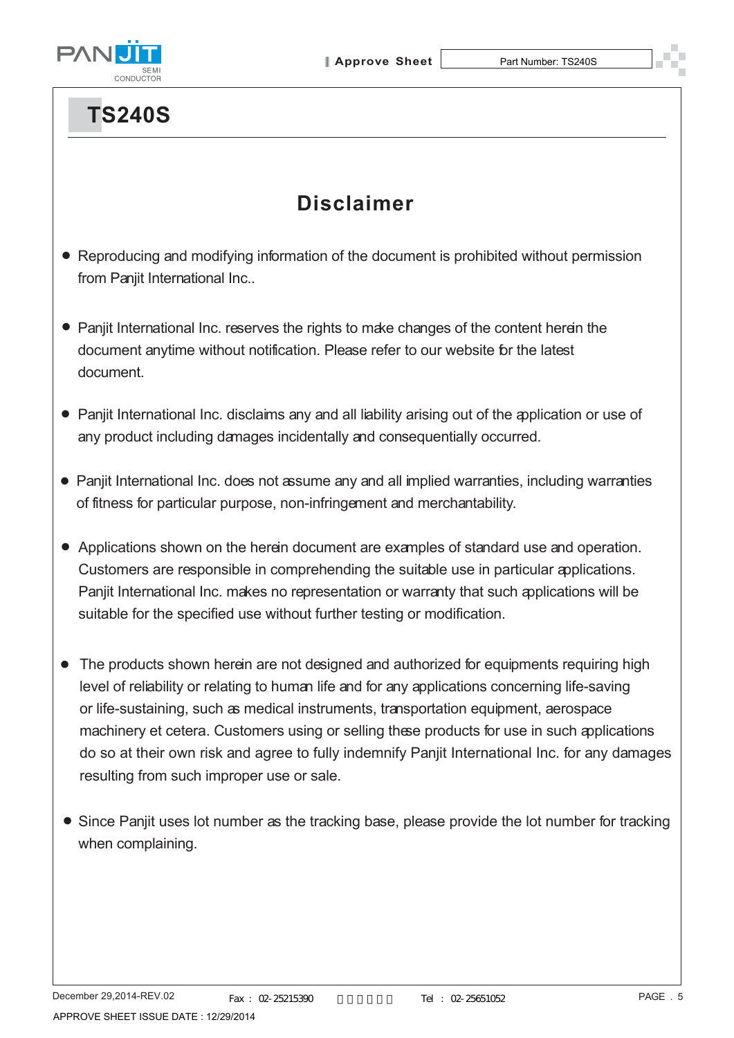# TS240S

## Disclaimer

- Reproducing and modifying information of the document is prohibited without permission from Panjit International Inc..
- Panjit International Inc. reserves the rights to make changes of the content herein the document anytime without notification. Please refer to our website for the latest document.
- Panjit International Inc. disclaims any and all liability arising out of the application or use of any product including damages incidentally and consequentially occurred.
- Panjit International Inc. does not assume any and all implied warranties, including warranties of fitness for particular purpose, non-infringement and merchantability.
- Applications shown on the herein document are examples of standard use and operation. Customers are responsible in comprehending the suitable use in particular applications. Panjit International Inc. makes no representation or warranty that such applications will be suitable for the specified use without further testing or modification.
- The products shown herein are not designed and authorized for equipments requiring high level of reliability or relating to human life and for any applications concerning life-saving or life-sustaining, such as medical instruments, transportation equipment, aerospace machinery et cetera. Customers using or selling these products for use in such applications do so at their own risk and agree to fully indemnify Panjit International Inc. for any damages resulting from such improper use or sale.
- Since Panjit uses lot number as the tracking base, please provide the lot number for tracking when complaining.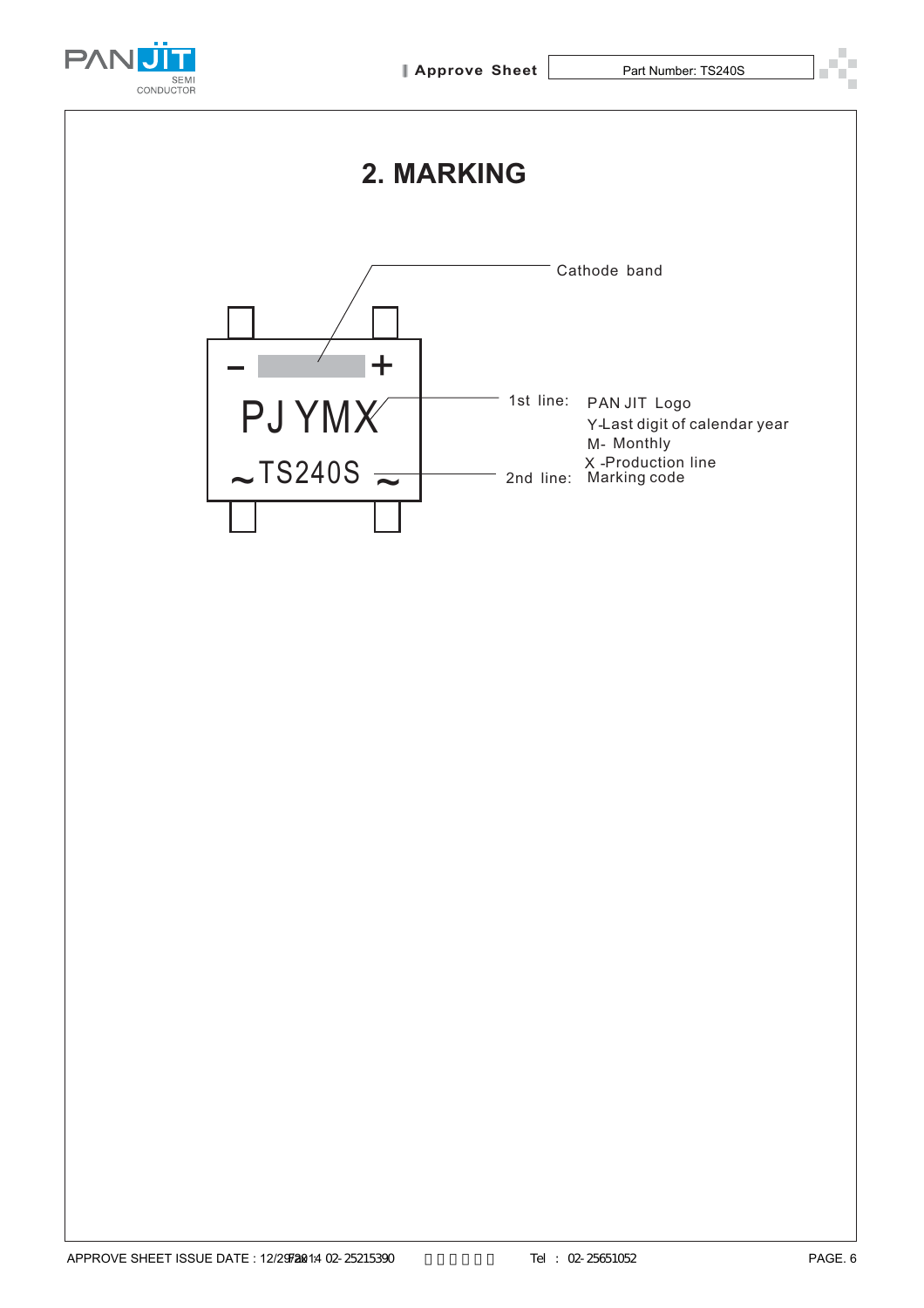## 2. MARKING

Cathode band

PJ YMX

TS240S

1st line: PAN JIT Logo
Y-Last digit of calendar year
M- Monthly
X -Production line

2nd line: Marking code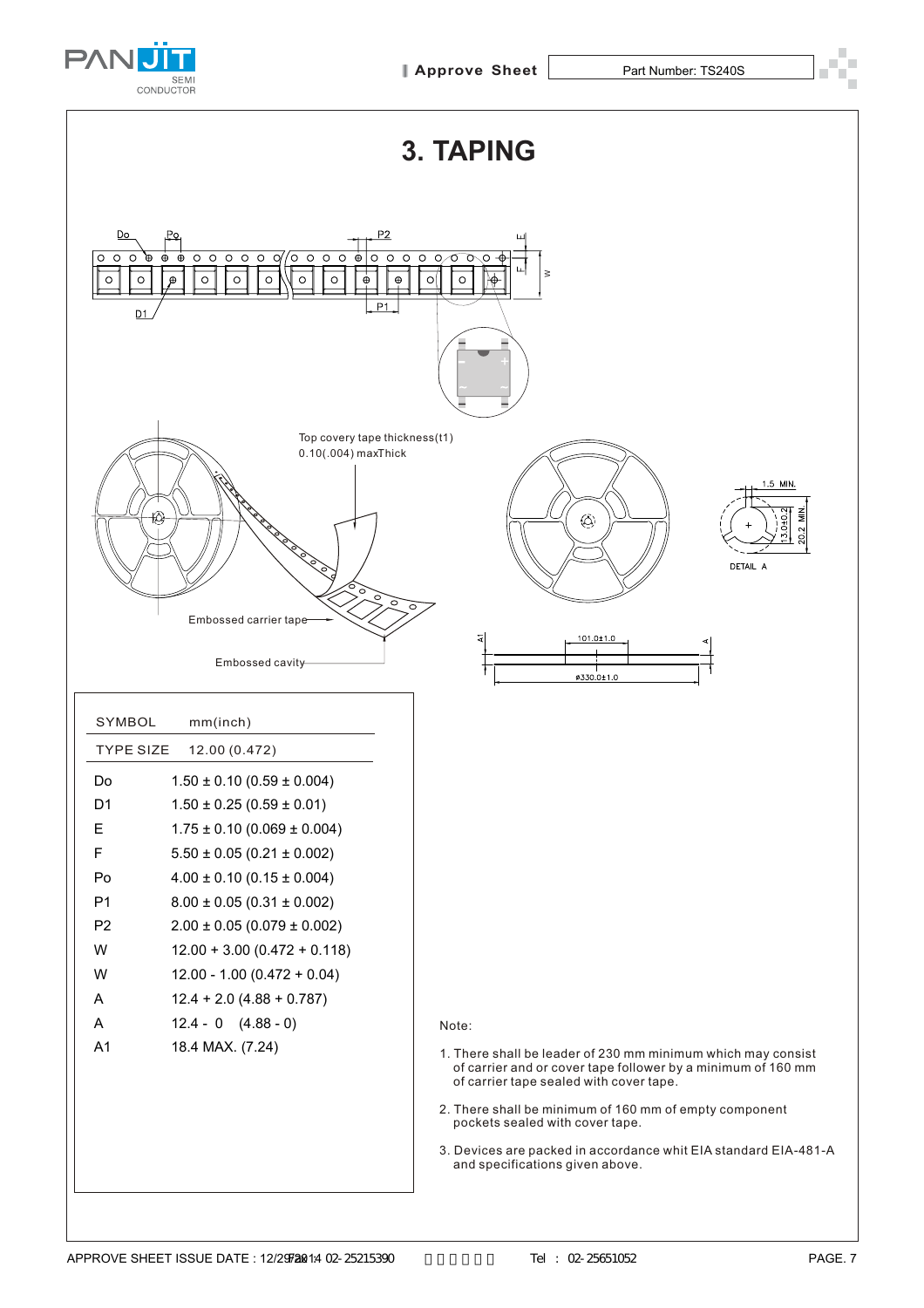# 3. TAPING

Top covery tape thickness(t1) 0.10(.004) maxThick

Embossed carrier tape

Embossed cavity

DETAIL A

| SYMBOL | mm(inch) |
|---|---|
| TYPE SIZE | 12.00 (0.472) |
| Do | 1.50 ± 0.10 (0.59 ± 0.004) |
| D1 | 1.50 ± 0.25 (0.59 ± 0.01) |
| E | 1.75 ± 0.10 (0.069 ± 0.004) |
| F | 5.50 ± 0.05 (0.21 ± 0.002) |
| Po | 4.00 ± 0.10 (0.15 ± 0.004) |
| P1 | 8.00 ± 0.05 (0.31 ± 0.002) |
| P2 | 2.00 ± 0.05 (0.079 ± 0.002) |
| W | 12.00 + 3.00 (0.472 + 0.118) |
| W | 12.00 - 1.00 (0.472 + 0.04) |
| A | 12.4 + 2.0 (4.88 + 0.787) |
| A | 12.4 - 0 (4.88 - 0) |
| A1 | 18.4 MAX. (7.24) |

Note:

1. There shall be leader of 230 mm minimum which may consist of carrier and or cover tape follower by a minimum of 160 mm of carrier tape sealed with cover tape.
2. There shall be minimum of 160 mm of empty component pockets sealed with cover tape.
3. Devices are packed in accordance whit EIA standard EIA-481-A and specifications given above.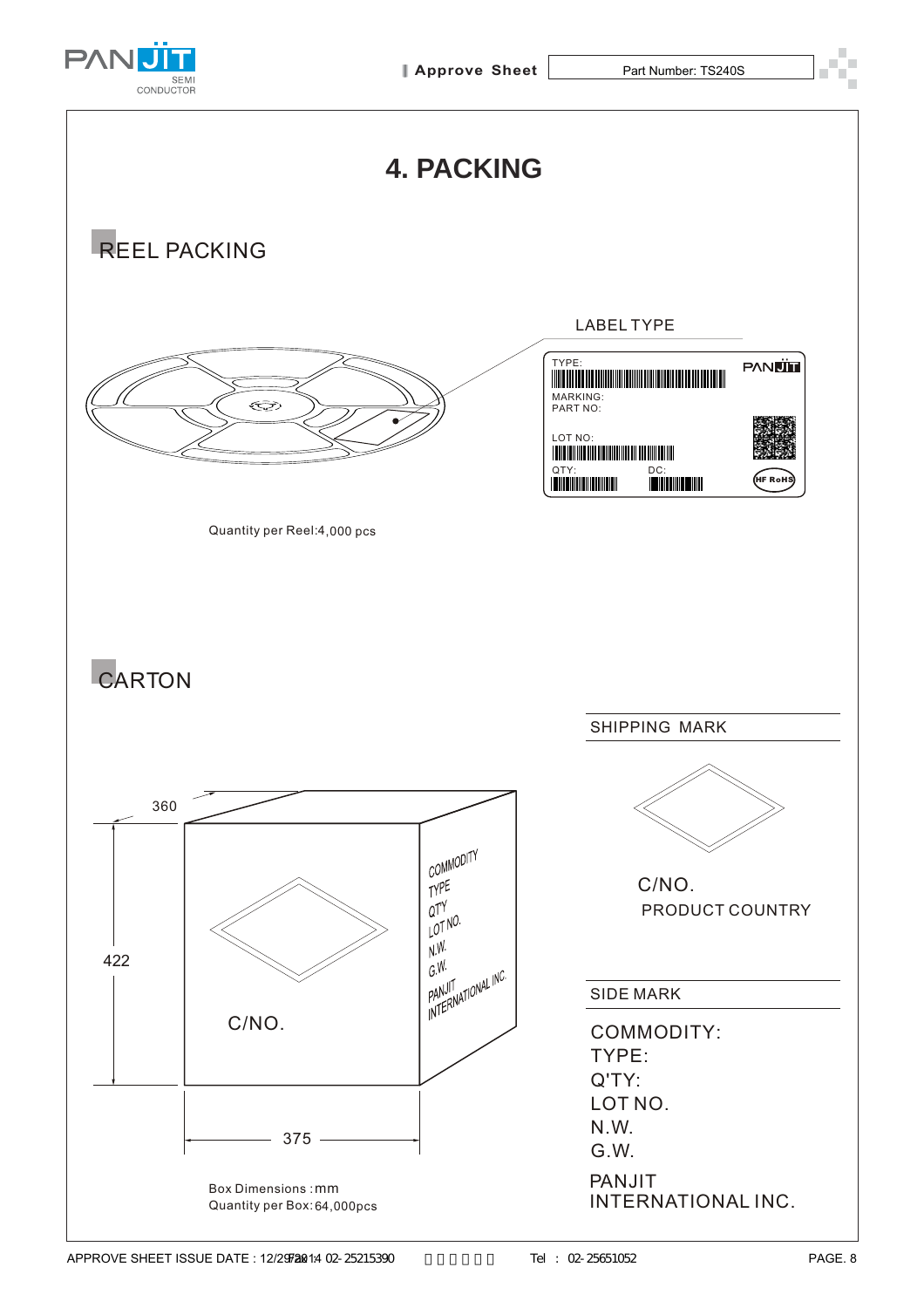# 4. PACKING

## REEL PACKING

LABEL TYPE

TYPE:

MARKING:

PART NO:

LOT NO:

QTY: DC:

Quantity per Reel:4,000 pcs

## CARTON

SHIPPING MARK

C/NO.

PRODUCT COUNTRY

SIDE MARK

COMMODITY:
TYPE:
Q'TY:
LOT NO.
N.W.
G.W.

PANJIT
INTERNATIONAL INC.

360

422

375

C/NO.

COMMODITY
TYPE
QTY
LOT NO.
N.W.
G.W.
PANJIT
INTERNATIONAL INC.

Box Dimensions : mm

Quantity per Box: 64,000pcs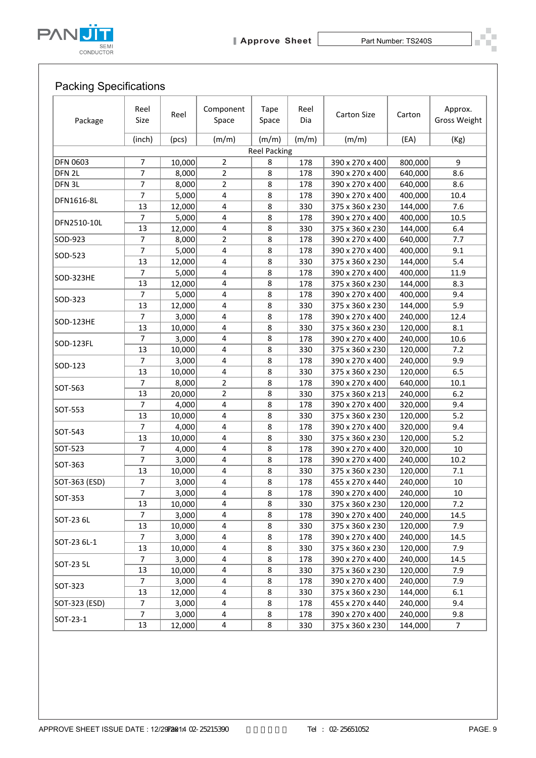## Packing Specifications

| Package | Reel Size | Reel | Component Space | Tape Space | Reel Dia | Carton Size | Carton | Approx. Gross Weight |
|---|---|---|---|---|---|---|---|---|
| | (inch) | (pcs) | (m/m) | (m/m) | (m/m) | (m/m) | (EA) | (Kg) |
| Reel Packing | | | | | | | | |
| DFN 0603 | 7 | 10,000 | 2 | 8 | 178 | 390 x 270 x 400 | 800,000 | 9 |
| DFN 2L | 7 | 8,000 | 2 | 8 | 178 | 390 x 270 x 400 | 640,000 | 8.6 |
| DFN 3L | 7 | 8,000 | 2 | 8 | 178 | 390 x 270 x 400 | 640,000 | 8.6 |
| DFN1616-8L | 7 | 5,000 | 4 | 8 | 178 | 390 x 270 x 400 | 400,000 | 10.4 |
| | 13 | 12,000 | 4 | 8 | 330 | 375 x 360 x 230 | 144,000 | 7.6 |
| DFN2510-10L | 7 | 5,000 | 4 | 8 | 178 | 390 x 270 x 400 | 400,000 | 10.5 |
| | 13 | 12,000 | 4 | 8 | 330 | 375 x 360 x 230 | 144,000 | 6.4 |
| SOD-923 | 7 | 8,000 | 2 | 8 | 178 | 390 x 270 x 400 | 640,000 | 7.7 |
| SOD-523 | 7 | 5,000 | 4 | 8 | 178 | 390 x 270 x 400 | 400,000 | 9.1 |
| | 13 | 12,000 | 4 | 8 | 330 | 375 x 360 x 230 | 144,000 | 5.4 |
| SOD-323HE | 7 | 5,000 | 4 | 8 | 178 | 390 x 270 x 400 | 400,000 | 11.9 |
| | 13 | 12,000 | 4 | 8 | 178 | 375 x 360 x 230 | 144,000 | 8.3 |
| SOD-323 | 7 | 5,000 | 4 | 8 | 178 | 390 x 270 x 400 | 400,000 | 9.4 |
| | 13 | 12,000 | 4 | 8 | 330 | 375 x 360 x 230 | 144,000 | 5.9 |
| SOD-123HE | 7 | 3,000 | 4 | 8 | 178 | 390 x 270 x 400 | 240,000 | 12.4 |
| | 13 | 10,000 | 4 | 8 | 330 | 375 x 360 x 230 | 120,000 | 8.1 |
| SOD-123FL | 7 | 3,000 | 4 | 8 | 178 | 390 x 270 x 400 | 240,000 | 10.6 |
| | 13 | 10,000 | 4 | 8 | 330 | 375 x 360 x 230 | 120,000 | 7.2 |
| SOD-123 | 7 | 3,000 | 4 | 8 | 178 | 390 x 270 x 400 | 240,000 | 9.9 |
| | 13 | 10,000 | 4 | 8 | 330 | 375 x 360 x 230 | 120,000 | 6.5 |
| SOT-563 | 7 | 8,000 | 2 | 8 | 178 | 390 x 270 x 400 | 640,000 | 10.1 |
| | 13 | 20,000 | 2 | 8 | 330 | 375 x 360 x 213 | 240,000 | 6.2 |
| SOT-553 | 7 | 4,000 | 4 | 8 | 178 | 390 x 270 x 400 | 320,000 | 9.4 |
| | 13 | 10,000 | 4 | 8 | 330 | 375 x 360 x 230 | 120,000 | 5.2 |
| SOT-543 | 7 | 4,000 | 4 | 8 | 178 | 390 x 270 x 400 | 320,000 | 9.4 |
| | 13 | 10,000 | 4 | 8 | 330 | 375 x 360 x 230 | 120,000 | 5.2 |
| SOT-523 | 7 | 4,000 | 4 | 8 | 178 | 390 x 270 x 400 | 320,000 | 10 |
| SOT-363 | 7 | 3,000 | 4 | 8 | 178 | 390 x 270 x 400 | 240,000 | 10.2 |
| | 13 | 10,000 | 4 | 8 | 330 | 375 x 360 x 230 | 120,000 | 7.1 |
| SOT-363 (ESD) | 7 | 3,000 | 4 | 8 | 178 | 455 x 270 x 440 | 240,000 | 10 |
| SOT-353 | 7 | 3,000 | 4 | 8 | 178 | 390 x 270 x 400 | 240,000 | 10 |
| | 13 | 10,000 | 4 | 8 | 330 | 375 x 360 x 230 | 120,000 | 7.2 |
| SOT-23 6L | 7 | 3,000 | 4 | 8 | 178 | 390 x 270 x 400 | 240,000 | 14.5 |
| | 13 | 10,000 | 4 | 8 | 330 | 375 x 360 x 230 | 120,000 | 7.9 |
| SOT-23 6L-1 | 7 | 3,000 | 4 | 8 | 178 | 390 x 270 x 400 | 240,000 | 14.5 |
| | 13 | 10,000 | 4 | 8 | 330 | 375 x 360 x 230 | 120,000 | 7.9 |
| SOT-23 5L | 7 | 3,000 | 4 | 8 | 178 | 390 x 270 x 400 | 240,000 | 14.5 |
| | 13 | 10,000 | 4 | 8 | 330 | 375 x 360 x 230 | 120,000 | 7.9 |
| SOT-323 | 7 | 3,000 | 4 | 8 | 178 | 390 x 270 x 400 | 240,000 | 7.9 |
| | 13 | 12,000 | 4 | 8 | 330 | 375 x 360 x 230 | 144,000 | 6.1 |
| SOT-323 (ESD) | 7 | 3,000 | 4 | 8 | 178 | 455 x 270 x 440 | 240,000 | 9.4 |
| SOT-23-1 | 7 | 3,000 | 4 | 8 | 178 | 390 x 270 x 400 | 240,000 | 9.8 |
| | 13 | 12,000 | 4 | 8 | 330 | 375 x 360 x 230 | 144,000 | 7 |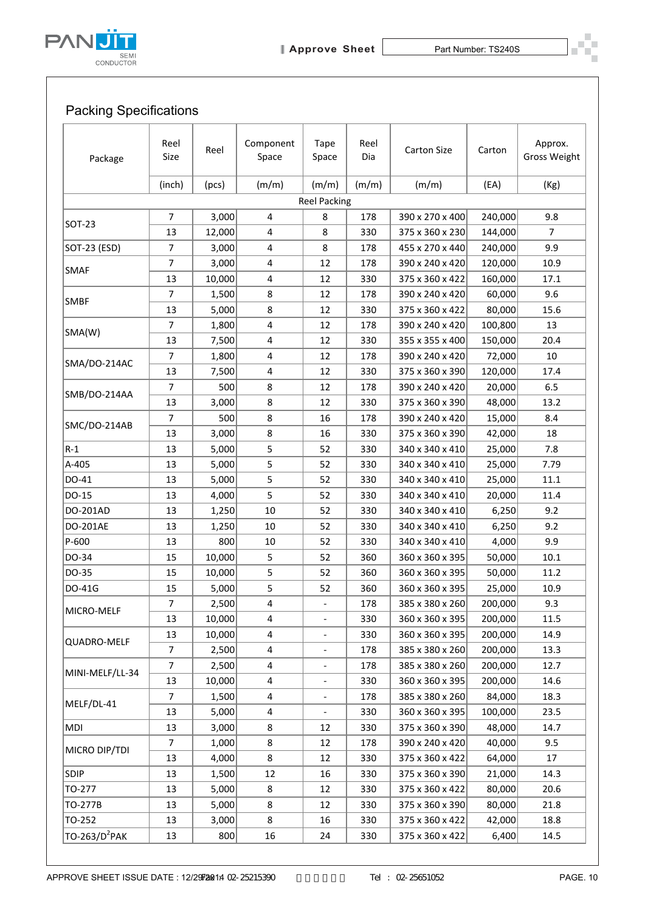## Packing Specifications

| Package | Reel Size | Reel | Component Space | Tape Space | Reel Dia | Carton Size | Carton | Approx. Gross Weight |
|---|---|---|---|---|---|---|---|---|
| | (inch) | (pcs) | (m/m) | (m/m) | (m/m) | (m/m) | (EA) | (Kg) |
| Reel Packing | | | | | | | | |
| SOT-23 | 7 | 3,000 | 4 | 8 | 178 | 390 x 270 x 400 | 240,000 | 9.8 |
| | 13 | 12,000 | 4 | 8 | 330 | 375 x 360 x 230 | 144,000 | 7 |
| SOT-23 (ESD) | 7 | 3,000 | 4 | 8 | 178 | 455 x 270 x 440 | 240,000 | 9.9 |
| SMAF | 7 | 3,000 | 4 | 12 | 178 | 390 x 240 x 420 | 120,000 | 10.9 |
| | 13 | 10,000 | 4 | 12 | 330 | 375 x 360 x 422 | 160,000 | 17.1 |
| SMBF | 7 | 1,500 | 8 | 12 | 178 | 390 x 240 x 420 | 60,000 | 9.6 |
| | 13 | 5,000 | 8 | 12 | 330 | 375 x 360 x 422 | 80,000 | 15.6 |
| SMA(W) | 7 | 1,800 | 4 | 12 | 178 | 390 x 240 x 420 | 100,800 | 13 |
| | 13 | 7,500 | 4 | 12 | 330 | 355 x 355 x 400 | 150,000 | 20.4 |
| SMA/DO-214AC | 7 | 1,800 | 4 | 12 | 178 | 390 x 240 x 420 | 72,000 | 10 |
| | 13 | 7,500 | 4 | 12 | 330 | 375 x 360 x 390 | 120,000 | 17.4 |
| SMB/DO-214AA | 7 | 500 | 8 | 12 | 178 | 390 x 240 x 420 | 20,000 | 6.5 |
| | 13 | 3,000 | 8 | 12 | 330 | 375 x 360 x 390 | 48,000 | 13.2 |
| SMC/DO-214AB | 7 | 500 | 8 | 16 | 178 | 390 x 240 x 420 | 15,000 | 8.4 |
| | 13 | 3,000 | 8 | 16 | 330 | 375 x 360 x 390 | 42,000 | 18 |
| R-1 | 13 | 5,000 | 5 | 52 | 330 | 340 x 340 x 410 | 25,000 | 7.8 |
| A-405 | 13 | 5,000 | 5 | 52 | 330 | 340 x 340 x 410 | 25,000 | 7.79 |
| DO-41 | 13 | 5,000 | 5 | 52 | 330 | 340 x 340 x 410 | 25,000 | 11.1 |
| DO-15 | 13 | 4,000 | 5 | 52 | 330 | 340 x 340 x 410 | 20,000 | 11.4 |
| DO-201AD | 13 | 1,250 | 10 | 52 | 330 | 340 x 340 x 410 | 6,250 | 9.2 |
| DO-201AE | 13 | 1,250 | 10 | 52 | 330 | 340 x 340 x 410 | 6,250 | 9.2 |
| P-600 | 13 | 800 | 10 | 52 | 330 | 340 x 340 x 410 | 4,000 | 9.9 |
| DO-34 | 15 | 10,000 | 5 | 52 | 360 | 360 x 360 x 395 | 50,000 | 10.1 |
| DO-35 | 15 | 10,000 | 5 | 52 | 360 | 360 x 360 x 395 | 50,000 | 11.2 |
| DO-41G | 15 | 5,000 | 5 | 52 | 360 | 360 x 360 x 395 | 25,000 | 10.9 |
| MICRO-MELF | 7 | 2,500 | 4 | - | 178 | 385 x 380 x 260 | 200,000 | 9.3 |
| | 13 | 10,000 | 4 | - | 330 | 360 x 360 x 395 | 200,000 | 11.5 |
| QUADRO-MELF | 13 | 10,000 | 4 | - | 330 | 360 x 360 x 395 | 200,000 | 14.9 |
| | 7 | 2,500 | 4 | - | 178 | 385 x 380 x 260 | 200,000 | 13.3 |
| MINI-MELF/LL-34 | 7 | 2,500 | 4 | - | 178 | 385 x 380 x 260 | 200,000 | 12.7 |
| | 13 | 10,000 | 4 | - | 330 | 360 x 360 x 395 | 200,000 | 14.6 |
| MELF/DL-41 | 7 | 1,500 | 4 | - | 178 | 385 x 380 x 260 | 84,000 | 18.3 |
| | 13 | 5,000 | 4 | - | 330 | 360 x 360 x 395 | 100,000 | 23.5 |
| MDI | 13 | 3,000 | 8 | 12 | 330 | 375 x 360 x 390 | 48,000 | 14.7 |
| MICRO DIP/TDI | 7 | 1,000 | 8 | 12 | 178 | 390 x 240 x 420 | 40,000 | 9.5 |
| | 13 | 4,000 | 8 | 12 | 330 | 375 x 360 x 422 | 64,000 | 17 |
| SDIP | 13 | 1,500 | 12 | 16 | 330 | 375 x 360 x 390 | 21,000 | 14.3 |
| TO-277 | 13 | 5,000 | 8 | 12 | 330 | 375 x 360 x 422 | 80,000 | 20.6 |
| TO-277B | 13 | 5,000 | 8 | 12 | 330 | 375 x 360 x 390 | 80,000 | 21.8 |
| TO-252 | 13 | 3,000 | 8 | 16 | 330 | 375 x 360 x 422 | 42,000 | 18.8 |
| TO-263/D$^2$PAK | 13 | 800 | 16 | 24 | 330 | 375 x 360 x 422 | 6,400 | 14.5 |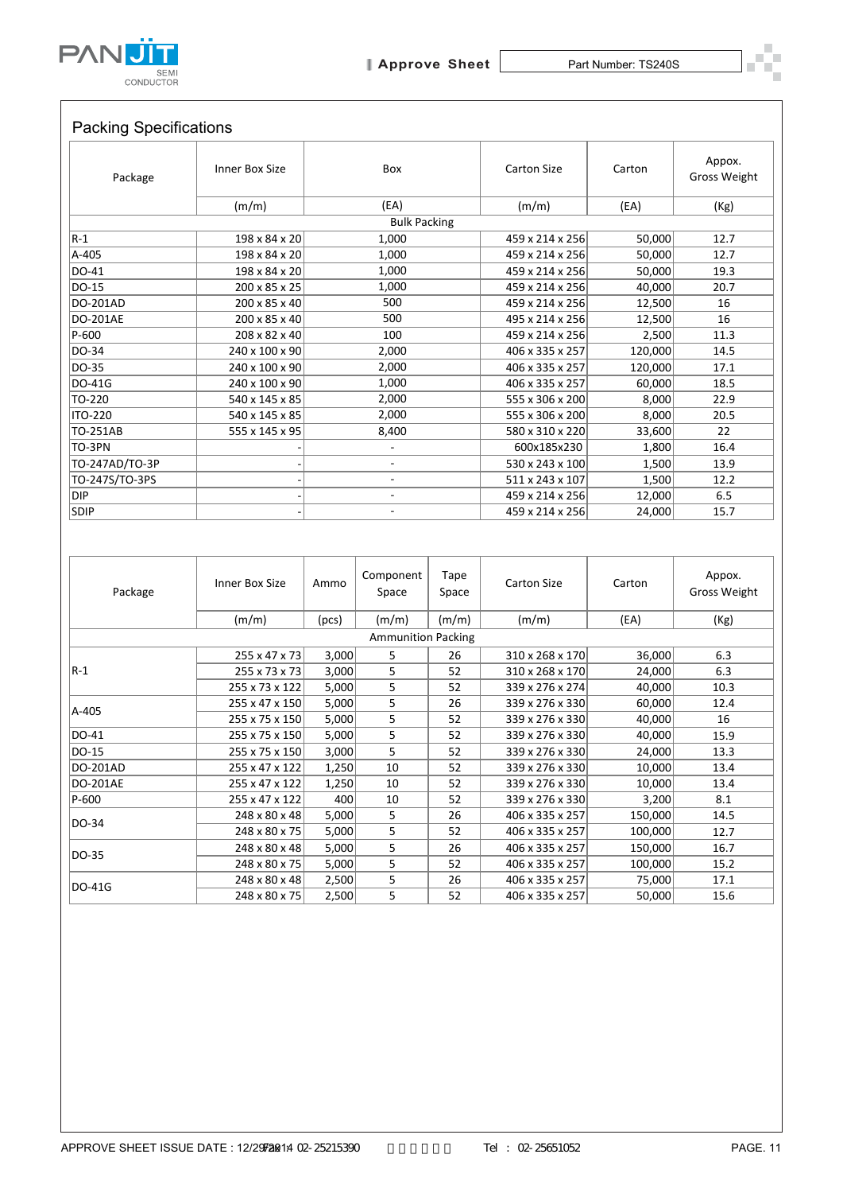## Packing Specifications

| Package | Inner Box Size | Box | Carton Size | Carton | Appox. Gross Weight |
|---|---|---|---|---|---|
| | (m/m) | (EA) | (m/m) | (EA) | (Kg) |
| Bulk Packing | | | | | |
| R-1 | 198 x 84 x 20 | 1,000 | 459 x 214 x 256 | 50,000 | 12.7 |
| A-405 | 198 x 84 x 20 | 1,000 | 459 x 214 x 256 | 50,000 | 12.7 |
| DO-41 | 198 x 84 x 20 | 1,000 | 459 x 214 x 256 | 50,000 | 19.3 |
| DO-15 | 200 x 85 x 25 | 1,000 | 459 x 214 x 256 | 40,000 | 20.7 |
| DO-201AD | 200 x 85 x 40 | 500 | 459 x 214 x 256 | 12,500 | 16 |
| DO-201AE | 200 x 85 x 40 | 500 | 495 x 214 x 256 | 12,500 | 16 |
| P-600 | 208 x 82 x 40 | 100 | 459 x 214 x 256 | 2,500 | 11.3 |
| DO-34 | 240 x 100 x 90 | 2,000 | 406 x 335 x 257 | 120,000 | 14.5 |
| DO-35 | 240 x 100 x 90 | 2,000 | 406 x 335 x 257 | 120,000 | 17.1 |
| DO-41G | 240 x 100 x 90 | 1,000 | 406 x 335 x 257 | 60,000 | 18.5 |
| TO-220 | 540 x 145 x 85 | 2,000 | 555 x 306 x 200 | 8,000 | 22.9 |
| ITO-220 | 540 x 145 x 85 | 2,000 | 555 x 306 x 200 | 8,000 | 20.5 |
| TO-251AB | 555 x 145 x 95 | 8,400 | 580 x 310 x 220 | 33,600 | 22 |
| TO-3PN | - | - | 600x185x230 | 1,800 | 16.4 |
| TO-247AD/TO-3P | - | - | 530 x 243 x 100 | 1,500 | 13.9 |
| TO-247S/TO-3PS | - | - | 511 x 243 x 107 | 1,500 | 12.2 |
| DIP | - | - | 459 x 214 x 256 | 12,000 | 6.5 |
| SDIP | - | - | 459 x 214 x 256 | 24,000 | 15.7 |

| Package | Inner Box Size | Ammo | Component Space | Tape Space | Carton Size | Carton | Appox. Gross Weight |
|---|---|---|---|---|---|---|---|
| | (m/m) | (pcs) | (m/m) | (m/m) | (m/m) | (EA) | (Kg) |
| Ammunition Packing | | | | | | | |
| R-1 | 255 x 47 x 73 | 3,000 | 5 | 26 | 310 x 268 x 170 | 36,000 | 6.3 |
| | 255 x 73 x 73 | 3,000 | 5 | 52 | 310 x 268 x 170 | 24,000 | 6.3 |
| | 255 x 73 x 122 | 5,000 | 5 | 52 | 339 x 276 x 274 | 40,000 | 10.3 |
| A-405 | 255 x 47 x 150 | 5,000 | 5 | 26 | 339 x 276 x 330 | 60,000 | 12.4 |
| | 255 x 75 x 150 | 5,000 | 5 | 52 | 339 x 276 x 330 | 40,000 | 16 |
| DO-41 | 255 x 75 x 150 | 5,000 | 5 | 52 | 339 x 276 x 330 | 40,000 | 15.9 |
| DO-15 | 255 x 75 x 150 | 3,000 | 5 | 52 | 339 x 276 x 330 | 24,000 | 13.3 |
| DO-201AD | 255 x 47 x 122 | 1,250 | 10 | 52 | 339 x 276 x 330 | 10,000 | 13.4 |
| DO-201AE | 255 x 47 x 122 | 1,250 | 10 | 52 | 339 x 276 x 330 | 10,000 | 13.4 |
| P-600 | 255 x 47 x 122 | 400 | 10 | 52 | 339 x 276 x 330 | 3,200 | 8.1 |
| DO-34 | 248 x 80 x 48 | 5,000 | 5 | 26 | 406 x 335 x 257 | 150,000 | 14.5 |
| | 248 x 80 x 75 | 5,000 | 5 | 52 | 406 x 335 x 257 | 100,000 | 12.7 |
| DO-35 | 248 x 80 x 48 | 5,000 | 5 | 26 | 406 x 335 x 257 | 150,000 | 16.7 |
| | 248 x 80 x 75 | 5,000 | 5 | 52 | 406 x 335 x 257 | 100,000 | 15.2 |
| DO-41G | 248 x 80 x 48 | 2,500 | 5 | 26 | 406 x 335 x 257 | 75,000 | 17.1 |
| | 248 x 80 x 75 | 2,500 | 5 | 52 | 406 x 335 x 257 | 50,000 | 15.6 |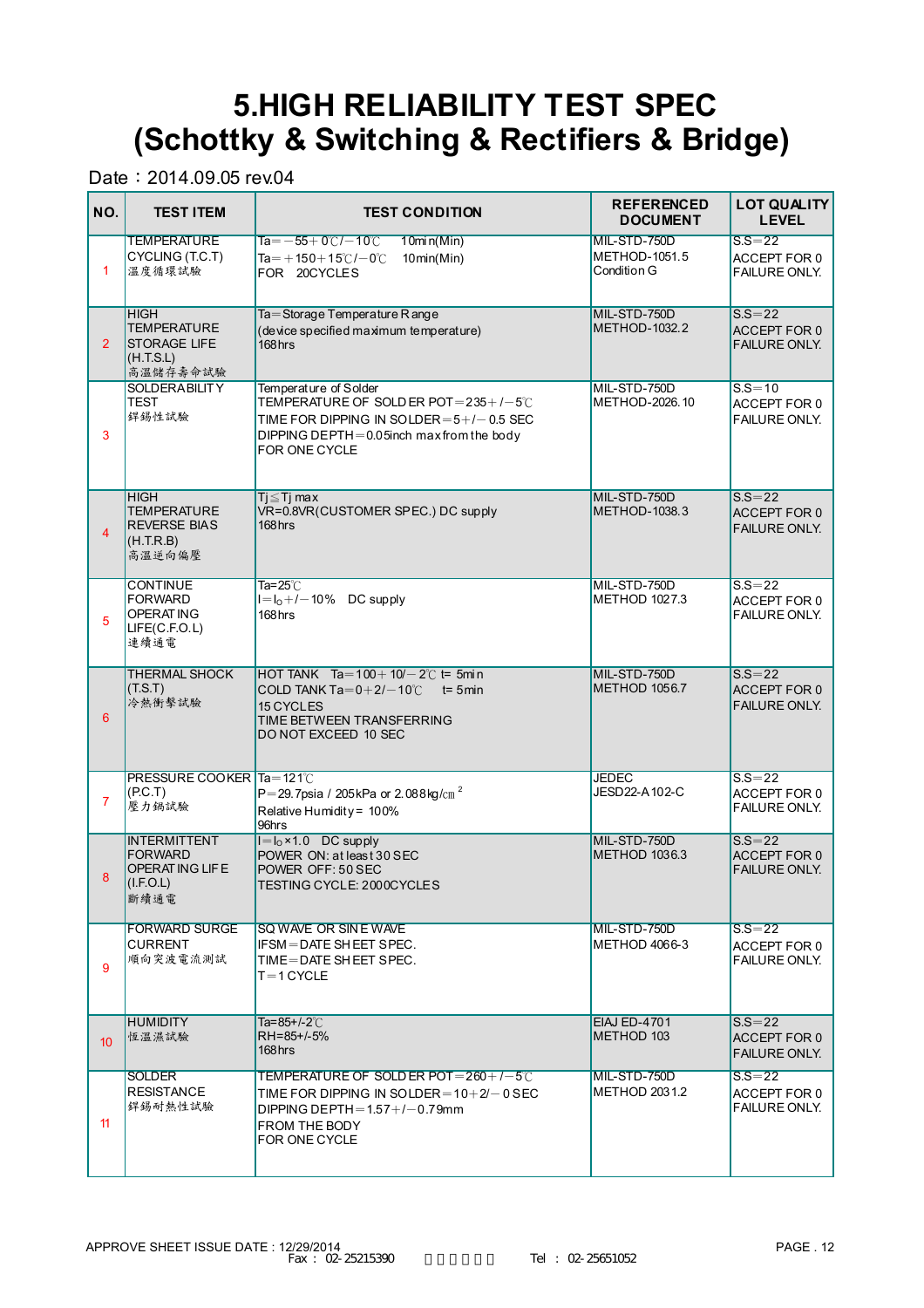# 5.HIGH RELIABILITY TEST SPEC
# (Schottky & Switching & Rectifiers & Bridge)

Date：2014.09.05 rev.04

| NO. | TEST ITEM | TEST CONDITION | REFERENCED DOCUMENT | LOT QUALITY LEVEL |
|---|---|---|---|---|
| 1 | TEMPERATURE CYCLING (T.C.T) 溫度循環試驗 | Ta＝－55＋0℃/－10℃ 10min(Min)<br>Ta＝＋150＋15℃/－0℃ 10min(Min)<br>FOR 20CYCLES | MIL-STD-750D METHOD-1051.5 Condition G | S.S＝22 ACCEPT FOR 0 FAILURE ONLY. |
| 2 | HIGH TEMPERATURE STORAGE LIFE (H.T.S.L) 高溫儲存壽命試驗 | Ta＝Storage Temperature Range<br>(device specified maximum temperature)<br>168hrs | MIL-STD-750D METHOD-1032.2 | S.S＝22 ACCEPT FOR 0 FAILURE ONLY. |
| 3 | SOLDERABILITY TEST 銲錫性試驗 | Temperature of Solder<br>TEMPERATURE OF SOLDER POT＝235＋/－5℃<br>TIME FOR DIPPING IN SOLDER＝5＋/－0.5 SEC<br>DIPPING DEPTH＝0.05inch max from the body<br>FOR ONE CYCLE | MIL-STD-750D METHOD-2026.10 | S.S＝10 ACCEPT FOR 0 FAILURE ONLY. |
| 4 | HIGH TEMPERATURE REVERSE BIAS (H.T.R.B) 高溫逆向偏壓 | Tj≦Tj max<br>VR=0.8VR(CUSTOMER SPEC.) DC supply<br>168hrs | MIL-STD-750D METHOD-1038.3 | S.S＝22 ACCEPT FOR 0 FAILURE ONLY. |
| 5 | CONTINUE FORWARD OPERATING LIFE(C.F.O.L) 連續通電 | Ta=25℃<br>$I＝I_O$＋/－10% DC supply<br>168hrs | MIL-STD-750D METHOD 1027.3 | S.S＝22 ACCEPT FOR 0 FAILURE ONLY. |
| 6 | THERMAL SHOCK (T.S.T) 冷熱衝擊試驗 | HOT TANK Ta＝100＋10/－2℃ t= 5min<br>COLD TANK Ta＝0＋2/－10℃ t= 5min<br>15 CYCLES<br>TIME BETWEEN TRANSFERRING<br>DO NOT EXCEED 10 SEC | MIL-STD-750D METHOD 1056.7 | S.S＝22 ACCEPT FOR 0 FAILURE ONLY. |
| 7 | PRESSURE COOKER (P.C.T) 壓力鍋試驗 | Ta＝121℃<br>P＝29.7psia / 205kPa or 2.088kg/㎝ $^2$<br>Relative Humidity = 100%<br>96hrs | JEDEC JESD22-A102-C | S.S＝22 ACCEPT FOR 0 FAILURE ONLY. |
| 8 | INTERMITTENT FORWARD OPERATING LIFE (I.F.O.L) 斷續通電 | $I＝I_O$×1.0 DC supply<br>POWER ON: at least 30 SEC<br>POWER OFF: 50 SEC<br>TESTING CYCLE: 2000CYCLES | MIL-STD-750D METHOD 1036.3 | S.S＝22 ACCEPT FOR 0 FAILURE ONLY. |
| 9 | FORWARD SURGE CURRENT 順向突波電流測試 | SQ WAVE OR SINE WAVE<br>IFSM＝DATE SHEET SPEC.<br>TIME＝DATE SHEET SPEC.<br>T＝1 CYCLE | MIL-STD-750D METHOD 4066-3 | S.S＝22 ACCEPT FOR 0 FAILURE ONLY. |
| 10 | HUMIDITY 恆溫濕試驗 | Ta=85+/-2℃<br>RH=85+/-5%<br>168hrs | EIAJ ED-4701 METHOD 103 | S.S＝22 ACCEPT FOR 0 FAILURE ONLY. |
| 11 | SOLDER RESISTANCE 銲錫耐熱性試驗 | TEMPERATURE OF SOLDER POT＝260＋/－5℃<br>TIME FOR DIPPING IN SOLDER＝10＋2/－0 SEC<br>DIPPING DEPTH＝1.57＋/－0.79mm<br>FROM THE BODY<br>FOR ONE CYCLE | MIL-STD-750D METHOD 2031.2 | S.S＝22 ACCEPT FOR 0 FAILURE ONLY. |

APPROVE SHEET ISSUE DATE : 12/29/2014

Fax : 02-25215390 Tel : 02-25651052